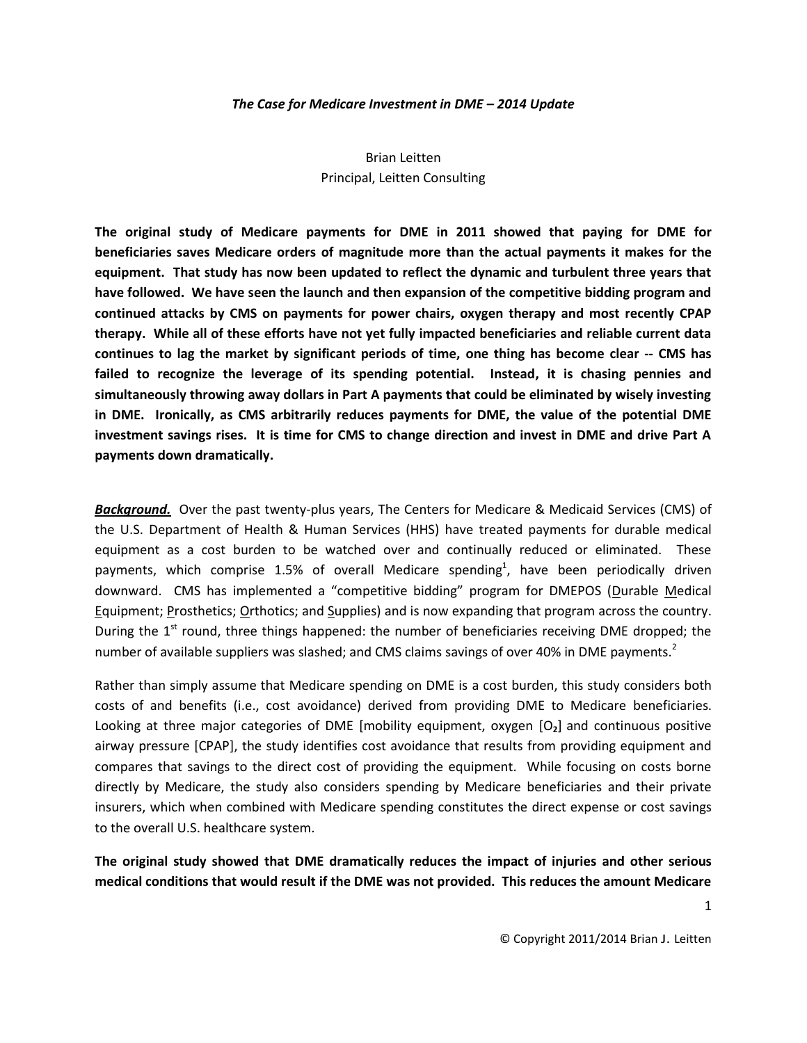***The Case for Medicare Investment in DME – 2014 Update***

Brian Leitten
Principal, Leitten Consulting

**The original study of Medicare payments for DME in 2011 showed that paying for DME for beneficiaries saves Medicare orders of magnitude more than the actual payments it makes for the equipment. That study has now been updated to reflect the dynamic and turbulent three years that have followed. We have seen the launch and then expansion of the competitive bidding program and continued attacks by CMS on payments for power chairs, oxygen therapy and most recently CPAP therapy. While all of these efforts have not yet fully impacted beneficiaries and reliable current data continues to lag the market by significant periods of time, one thing has become clear -- CMS has failed to recognize the leverage of its spending potential. Instead, it is chasing pennies and simultaneously throwing away dollars in Part A payments that could be eliminated by wisely investing in DME. Ironically, as CMS arbitrarily reduces payments for DME, the value of the potential DME investment savings rises. It is time for CMS to change direction and invest in DME and drive Part A payments down dramatically.**

***Background.*** Over the past twenty-plus years, The Centers for Medicare & Medicaid Services (CMS) of the U.S. Department of Health & Human Services (HHS) have treated payments for durable medical equipment as a cost burden to be watched over and continually reduced or eliminated. These payments, which comprise 1.5% of overall Medicare spending[1], have been periodically driven downward. CMS has implemented a "competitive bidding" program for DMEPOS (Durable Medical Equipment; Prosthetics; Orthotics; and Supplies) and is now expanding that program across the country. During the 1st round, three things happened: the number of beneficiaries receiving DME dropped; the number of available suppliers was slashed; and CMS claims savings of over 40% in DME payments.[2]

Rather than simply assume that Medicare spending on DME is a cost burden, this study considers both costs of and benefits (i.e., cost avoidance) derived from providing DME to Medicare beneficiaries. Looking at three major categories of DME [mobility equipment, oxygen [$O_2$] and continuous positive airway pressure [CPAP], the study identifies cost avoidance that results from providing equipment and compares that savings to the direct cost of providing the equipment. While focusing on costs borne directly by Medicare, the study also considers spending by Medicare beneficiaries and their private insurers, which when combined with Medicare spending constitutes the direct expense or cost savings to the overall U.S. healthcare system.

**The original study showed that DME dramatically reduces the impact of injuries and other serious medical conditions that would result if the DME was not provided. This reduces the amount Medicare**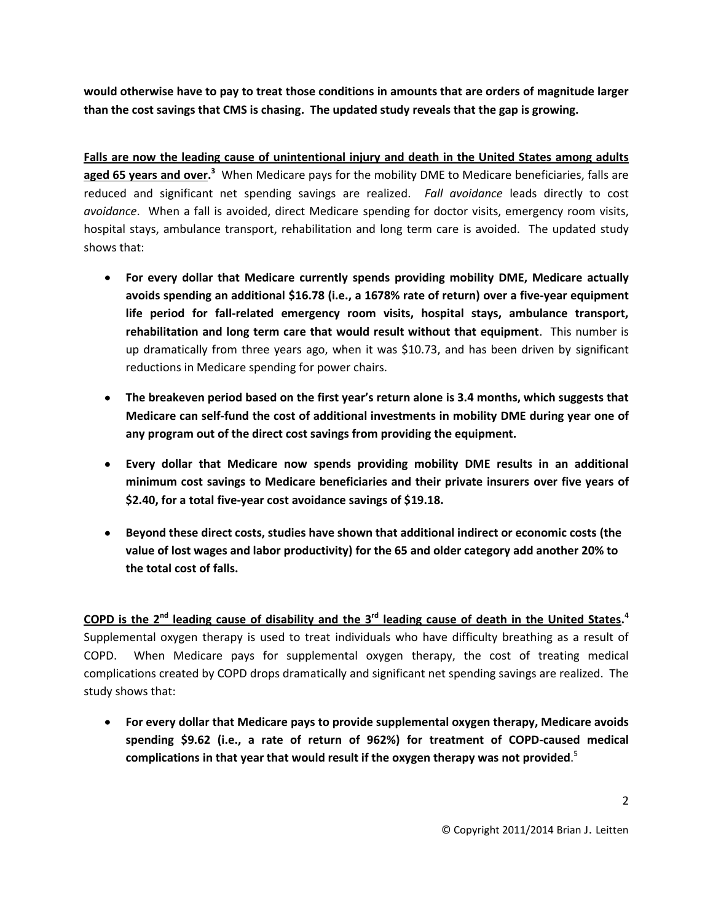**would otherwise have to pay to treat those conditions in amounts that are orders of magnitude larger than the cost savings that CMS is chasing. The updated study reveals that the gap is growing.**

**Falls are now the leading cause of unintentional injury and death in the United States among adults aged 65 years and over.**[3] When Medicare pays for the mobility DME to Medicare beneficiaries, falls are reduced and significant net spending savings are realized. *Fall avoidance* leads directly to cost *avoidance*. When a fall is avoided, direct Medicare spending for doctor visits, emergency room visits, hospital stays, ambulance transport, rehabilitation and long term care is avoided. The updated study shows that:

- **For every dollar that Medicare currently spends providing mobility DME, Medicare actually avoids spending an additional $16.78 (i.e., a 1678% rate of return) over a five-year equipment life period for fall-related emergency room visits, hospital stays, ambulance transport, rehabilitation and long term care that would result without that equipment**. This number is up dramatically from three years ago, when it was $10.73, and has been driven by significant reductions in Medicare spending for power chairs.

- **The breakeven period based on the first year's return alone is 3.4 months, which suggests that Medicare can self-fund the cost of additional investments in mobility DME during year one of any program out of the direct cost savings from providing the equipment.**

- **Every dollar that Medicare now spends providing mobility DME results in an additional minimum cost savings to Medicare beneficiaries and their private insurers over five years of $2.40, for a total five-year cost avoidance savings of $19.18.**

- **Beyond these direct costs, studies have shown that additional indirect or economic costs (the value of lost wages and labor productivity) for the 65 and older category add another 20% to the total cost of falls.**

**COPD is the 2nd leading cause of disability and the 3rd leading cause of death in the United States.**[4] Supplemental oxygen therapy is used to treat individuals who have difficulty breathing as a result of COPD. When Medicare pays for supplemental oxygen therapy, the cost of treating medical complications created by COPD drops dramatically and significant net spending savings are realized. The study shows that:

- **For every dollar that Medicare pays to provide supplemental oxygen therapy, Medicare avoids spending $9.62 (i.e., a rate of return of 962%) for treatment of COPD-caused medical complications in that year that would result if the oxygen therapy was not provided**.[5]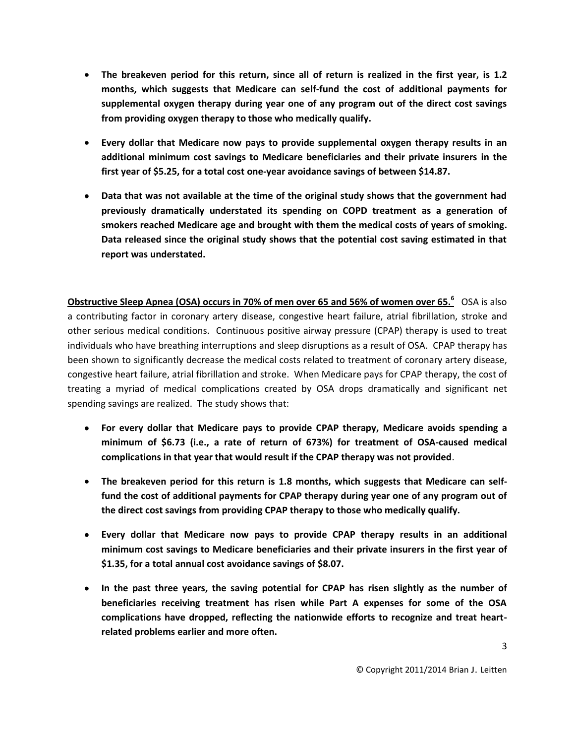- **The breakeven period for this return, since all of return is realized in the first year, is 1.2 months, which suggests that Medicare can self-fund the cost of additional payments for supplemental oxygen therapy during year one of any program out of the direct cost savings from providing oxygen therapy to those who medically qualify.**

- **Every dollar that Medicare now pays to provide supplemental oxygen therapy results in an additional minimum cost savings to Medicare beneficiaries and their private insurers in the first year of $5.25, for a total cost one-year avoidance savings of between $14.87.**

- **Data that was not available at the time of the original study shows that the government had previously dramatically understated its spending on COPD treatment as a generation of smokers reached Medicare age and brought with them the medical costs of years of smoking. Data released since the original study shows that the potential cost saving estimated in that report was understated.**

**Obstructive Sleep Apnea (OSA) occurs in 70% of men over 65 and 56% of women over 65.**[6] OSA is also a contributing factor in coronary artery disease, congestive heart failure, atrial fibrillation, stroke and other serious medical conditions. Continuous positive airway pressure (CPAP) therapy is used to treat individuals who have breathing interruptions and sleep disruptions as a result of OSA. CPAP therapy has been shown to significantly decrease the medical costs related to treatment of coronary artery disease, congestive heart failure, atrial fibrillation and stroke. When Medicare pays for CPAP therapy, the cost of treating a myriad of medical complications created by OSA drops dramatically and significant net spending savings are realized. The study shows that:

- **For every dollar that Medicare pays to provide CPAP therapy, Medicare avoids spending a minimum of $6.73 (i.e., a rate of return of 673%) for treatment of OSA-caused medical complications in that year that would result if the CPAP therapy was not provided**.

- **The breakeven period for this return is 1.8 months, which suggests that Medicare can self-fund the cost of additional payments for CPAP therapy during year one of any program out of the direct cost savings from providing CPAP therapy to those who medically qualify.**

- **Every dollar that Medicare now pays to provide CPAP therapy results in an additional minimum cost savings to Medicare beneficiaries and their private insurers in the first year of $1.35, for a total annual cost avoidance savings of $8.07.**

- **In the past three years, the saving potential for CPAP has risen slightly as the number of beneficiaries receiving treatment has risen while Part A expenses for some of the OSA complications have dropped, reflecting the nationwide efforts to recognize and treat heart-related problems earlier and more often.**

© Copyright 2011/2014 Brian J. Leitten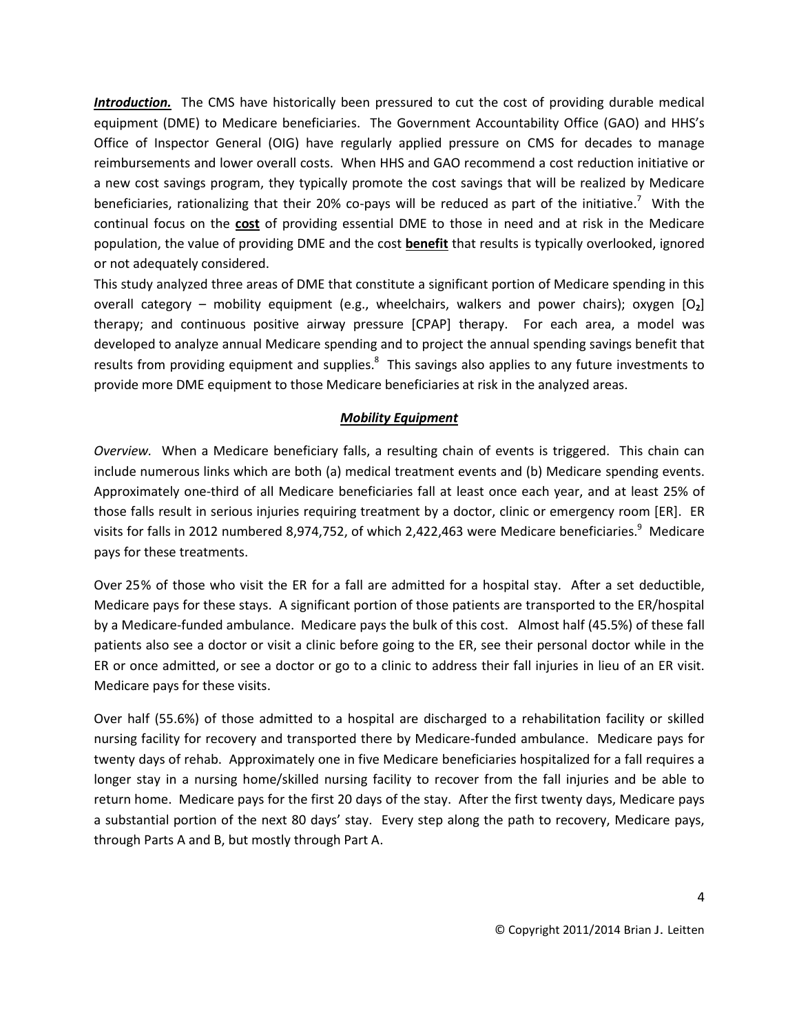***Introduction.*** The CMS have historically been pressured to cut the cost of providing durable medical equipment (DME) to Medicare beneficiaries. The Government Accountability Office (GAO) and HHS's Office of Inspector General (OIG) have regularly applied pressure on CMS for decades to manage reimbursements and lower overall costs. When HHS and GAO recommend a cost reduction initiative or a new cost savings program, they typically promote the cost savings that will be realized by Medicare beneficiaries, rationalizing that their 20% co-pays will be reduced as part of the initiative.[7] With the continual focus on the **cost** of providing essential DME to those in need and at risk in the Medicare population, the value of providing DME and the cost **benefit** that results is typically overlooked, ignored or not adequately considered.

This study analyzed three areas of DME that constitute a significant portion of Medicare spending in this overall category – mobility equipment (e.g., wheelchairs, walkers and power chairs); oxygen [$O_2$] therapy; and continuous positive airway pressure [CPAP] therapy. For each area, a model was developed to analyze annual Medicare spending and to project the annual spending savings benefit that results from providing equipment and supplies.[8] This savings also applies to any future investments to provide more DME equipment to those Medicare beneficiaries at risk in the analyzed areas.

## ***Mobility Equipment***

*Overview.* When a Medicare beneficiary falls, a resulting chain of events is triggered. This chain can include numerous links which are both (a) medical treatment events and (b) Medicare spending events. Approximately one-third of all Medicare beneficiaries fall at least once each year, and at least 25% of those falls result in serious injuries requiring treatment by a doctor, clinic or emergency room [ER]. ER visits for falls in 2012 numbered 8,974,752, of which 2,422,463 were Medicare beneficiaries.[9] Medicare pays for these treatments.

Over 25% of those who visit the ER for a fall are admitted for a hospital stay. After a set deductible, Medicare pays for these stays. A significant portion of those patients are transported to the ER/hospital by a Medicare-funded ambulance. Medicare pays the bulk of this cost. Almost half (45.5%) of these fall patients also see a doctor or visit a clinic before going to the ER, see their personal doctor while in the ER or once admitted, or see a doctor or go to a clinic to address their fall injuries in lieu of an ER visit. Medicare pays for these visits.

Over half (55.6%) of those admitted to a hospital are discharged to a rehabilitation facility or skilled nursing facility for recovery and transported there by Medicare-funded ambulance. Medicare pays for twenty days of rehab. Approximately one in five Medicare beneficiaries hospitalized for a fall requires a longer stay in a nursing home/skilled nursing facility to recover from the fall injuries and be able to return home. Medicare pays for the first 20 days of the stay. After the first twenty days, Medicare pays a substantial portion of the next 80 days' stay. Every step along the path to recovery, Medicare pays, through Parts A and B, but mostly through Part A.

© Copyright 2011/2014 Brian J. Leitten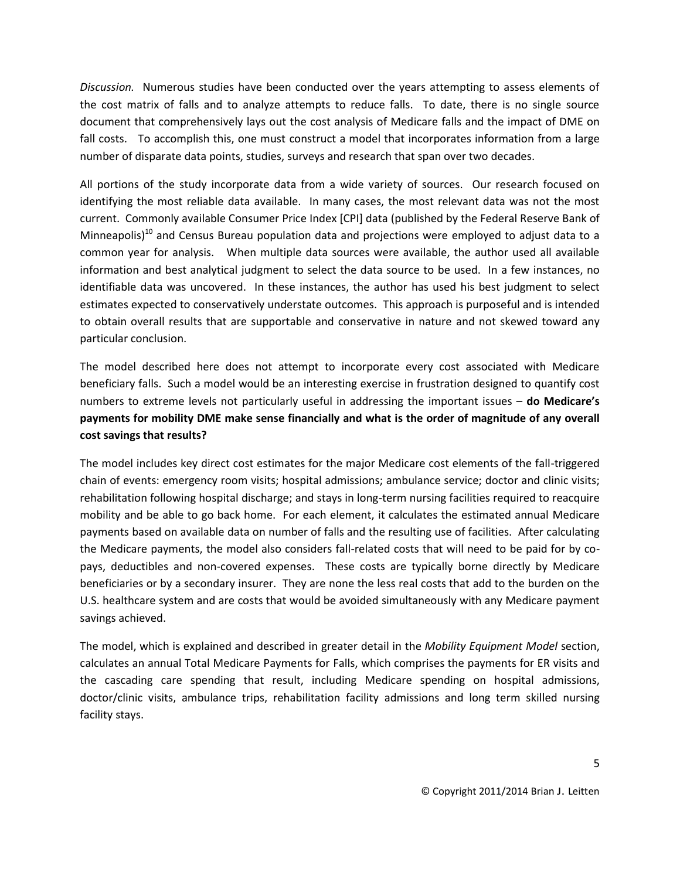*Discussion.* Numerous studies have been conducted over the years attempting to assess elements of the cost matrix of falls and to analyze attempts to reduce falls. To date, there is no single source document that comprehensively lays out the cost analysis of Medicare falls and the impact of DME on fall costs. To accomplish this, one must construct a model that incorporates information from a large number of disparate data points, studies, surveys and research that span over two decades.

All portions of the study incorporate data from a wide variety of sources. Our research focused on identifying the most reliable data available. In many cases, the most relevant data was not the most current. Commonly available Consumer Price Index [CPI] data (published by the Federal Reserve Bank of Minneapolis)[10] and Census Bureau population data and projections were employed to adjust data to a common year for analysis. When multiple data sources were available, the author used all available information and best analytical judgment to select the data source to be used. In a few instances, no identifiable data was uncovered. In these instances, the author has used his best judgment to select estimates expected to conservatively understate outcomes. This approach is purposeful and is intended to obtain overall results that are supportable and conservative in nature and not skewed toward any particular conclusion.

The model described here does not attempt to incorporate every cost associated with Medicare beneficiary falls. Such a model would be an interesting exercise in frustration designed to quantify cost numbers to extreme levels not particularly useful in addressing the important issues – **do Medicare's payments for mobility DME make sense financially and what is the order of magnitude of any overall cost savings that results?**

The model includes key direct cost estimates for the major Medicare cost elements of the fall-triggered chain of events: emergency room visits; hospital admissions; ambulance service; doctor and clinic visits; rehabilitation following hospital discharge; and stays in long-term nursing facilities required to reacquire mobility and be able to go back home. For each element, it calculates the estimated annual Medicare payments based on available data on number of falls and the resulting use of facilities. After calculating the Medicare payments, the model also considers fall-related costs that will need to be paid for by co-pays, deductibles and non-covered expenses. These costs are typically borne directly by Medicare beneficiaries or by a secondary insurer. They are none the less real costs that add to the burden on the U.S. healthcare system and are costs that would be avoided simultaneously with any Medicare payment savings achieved.

The model, which is explained and described in greater detail in the *Mobility Equipment Model* section, calculates an annual Total Medicare Payments for Falls, which comprises the payments for ER visits and the cascading care spending that result, including Medicare spending on hospital admissions, doctor/clinic visits, ambulance trips, rehabilitation facility admissions and long term skilled nursing facility stays.

© Copyright 2011/2014 Brian J. Leitten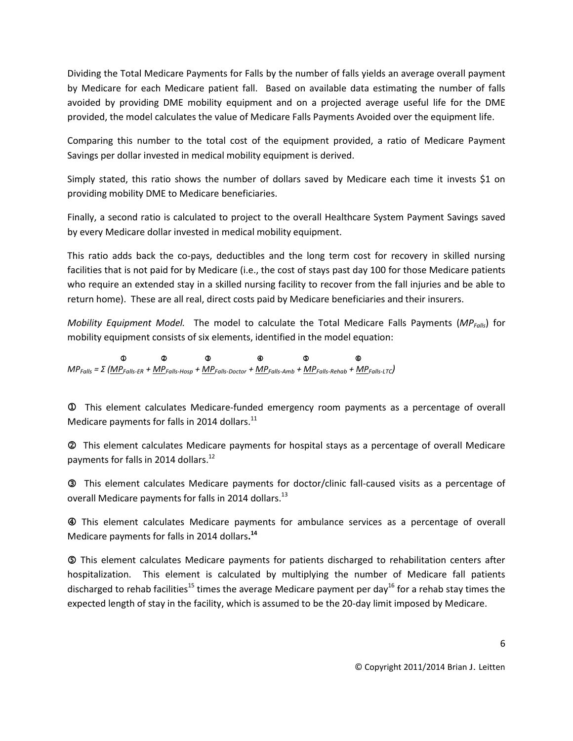Dividing the Total Medicare Payments for Falls by the number of falls yields an average overall payment by Medicare for each Medicare patient fall. Based on available data estimating the number of falls avoided by providing DME mobility equipment and on a projected average useful life for the DME provided, the model calculates the value of Medicare Falls Payments Avoided over the equipment life.

Comparing this number to the total cost of the equipment provided, a ratio of Medicare Payment Savings per dollar invested in medical mobility equipment is derived.

Simply stated, this ratio shows the number of dollars saved by Medicare each time it invests $1 on providing mobility DME to Medicare beneficiaries.

Finally, a second ratio is calculated to project to the overall Healthcare System Payment Savings saved by every Medicare dollar invested in medical mobility equipment.

This ratio adds back the co-pays, deductibles and the long term cost for recovery in skilled nursing facilities that is not paid for by Medicare (i.e., the cost of stays past day 100 for those Medicare patients who require an extended stay in a skilled nursing facility to recover from the fall injuries and be able to return home). These are all real, direct costs paid by Medicare beneficiaries and their insurers.

*Mobility Equipment Model.* The model to calculate the Total Medicare Falls Payments ($MP_{Falls}$) for mobility equipment consists of six elements, identified in the model equation:

$$MP_{Falls} = \Sigma\,(\underset{①}{\underline{MP}_{Falls\text{-}ER}} + \underset{②}{\underline{MP}_{Falls\text{-}Hosp}} + \underset{③}{\underline{MP}_{Falls\text{-}Doctor}} + \underset{④}{\underline{MP}_{Falls\text{-}Amb}} + \underset{⑤}{\underline{MP}_{Falls\text{-}Rehab}} + \underset{⑥}{\underline{MP}_{Falls\text{-}LTC}})$$

① This element calculates Medicare-funded emergency room payments as a percentage of overall Medicare payments for falls in 2014 dollars.[11]

② This element calculates Medicare payments for hospital stays as a percentage of overall Medicare payments for falls in 2014 dollars.[12]

③ This element calculates Medicare payments for doctor/clinic fall-caused visits as a percentage of overall Medicare payments for falls in 2014 dollars.[13]

④ This element calculates Medicare payments for ambulance services as a percentage of overall Medicare payments for falls in 2014 dollars.[14]

⑤ This element calculates Medicare payments for patients discharged to rehabilitation centers after hospitalization. This element is calculated by multiplying the number of Medicare fall patients discharged to rehab facilities[15] times the average Medicare payment per day[16] for a rehab stay times the expected length of stay in the facility, which is assumed to be the 20-day limit imposed by Medicare.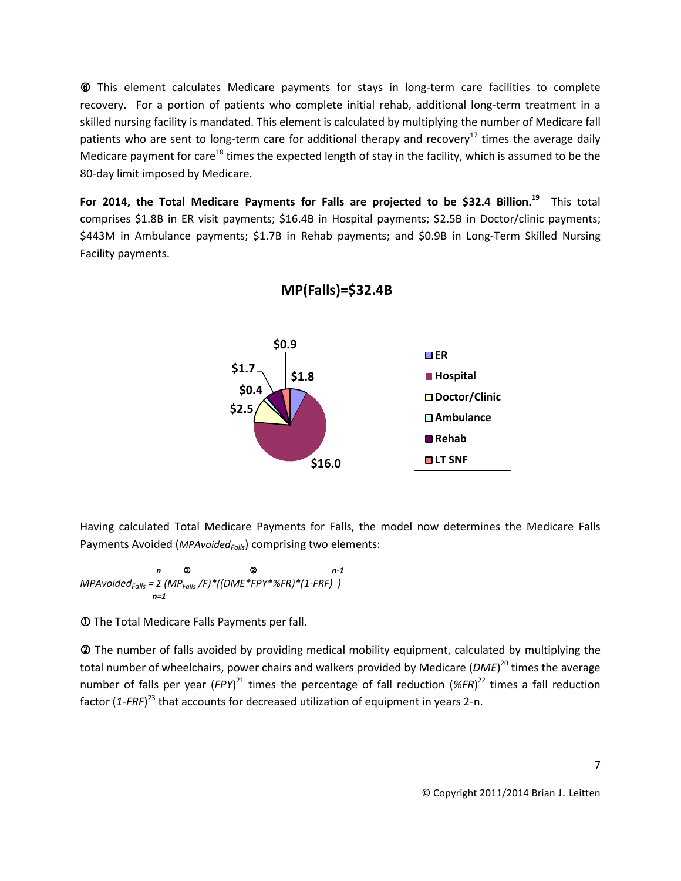⑥ This element calculates Medicare payments for stays in long-term care facilities to complete recovery. For a portion of patients who complete initial rehab, additional long-term treatment in a skilled nursing facility is mandated. This element is calculated by multiplying the number of Medicare fall patients who are sent to long-term care for additional therapy and recovery[17] times the average daily Medicare payment for care[18] times the expected length of stay in the facility, which is assumed to be the 80-day limit imposed by Medicare.

**For 2014, the Total Medicare Payments for Falls are projected to be $32.4 Billion.[19]** This total comprises $1.8B in ER visit payments; $16.4B in Hospital payments; $2.5B in Doctor/clinic payments; $443M in Ambulance payments; $1.7B in Rehab payments; and $0.9B in Long-Term Skilled Nursing Facility payments.

**MP(Falls)=$32.4B**

| Category | Amount |
| --- | --- |
| ER | $1.8 |
| Hospital | $16.0 |
| Doctor/Clinic | $2.5 |
| Ambulance | $0.4 |
| Rehab | $1.7 |
| LT SNF | $0.9 |

Having calculated Total Medicare Payments for Falls, the model now determines the Medicare Falls Payments Avoided ($MPAvoided_{Falls}$) comprising two elements:

$$MPAvoided_{Falls} = \sum_{n=1}^{n} \overset{①}{(MP_{Falls}/F)} * \overset{②}{((DME*FPY*\%FR)*(1-FRF)^{n-1})}$$

① The Total Medicare Falls Payments per fall.

② The number of falls avoided by providing medical mobility equipment, calculated by multiplying the total number of wheelchairs, power chairs and walkers provided by Medicare (*DME*)[20] times the average number of falls per year (*FPY*)[21] times the percentage of fall reduction (*%FR*)[22] times a fall reduction factor (*1-FRF*)[23] that accounts for decreased utilization of equipment in years 2-n.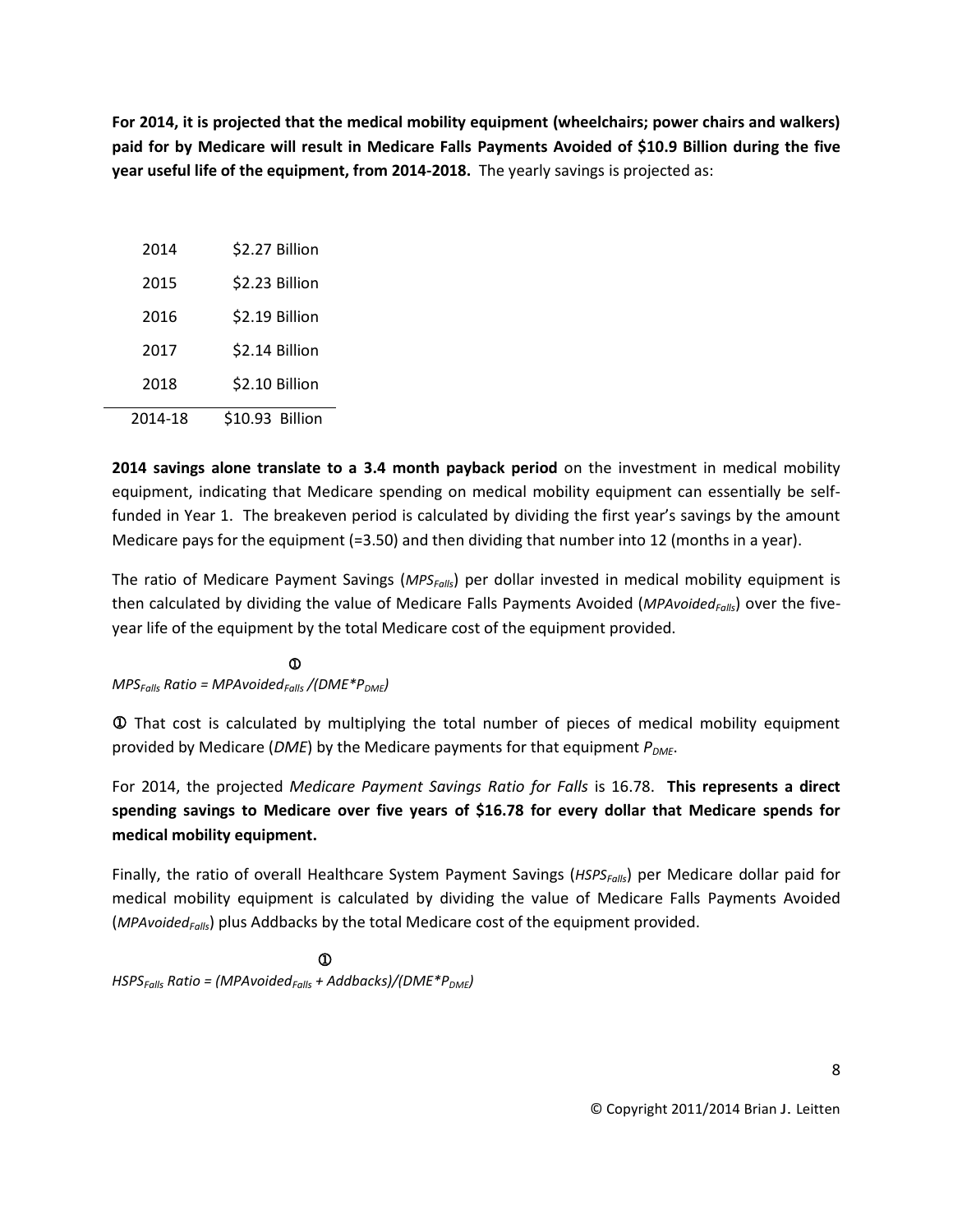**For 2014, it is projected that the medical mobility equipment (wheelchairs; power chairs and walkers) paid for by Medicare will result in Medicare Falls Payments Avoided of $10.9 Billion during the five year useful life of the equipment, from 2014-2018.** The yearly savings is projected as:

| | |
|---|---|
| 2014 | $2.27 Billion |
| 2015 | $2.23 Billion |
| 2016 | $2.19 Billion |
| 2017 | $2.14 Billion |
| 2018 | $2.10 Billion |
| 2014-18 | $10.93 Billion |

**2014 savings alone translate to a 3.4 month payback period** on the investment in medical mobility equipment, indicating that Medicare spending on medical mobility equipment can essentially be self-funded in Year 1. The breakeven period is calculated by dividing the first year's savings by the amount Medicare pays for the equipment (=3.50) and then dividing that number into 12 (months in a year).

The ratio of Medicare Payment Savings ($MPS_{Falls}$) per dollar invested in medical mobility equipment is then calculated by dividing the value of Medicare Falls Payments Avoided ($MPAvoided_{Falls}$) over the five-year life of the equipment by the total Medicare cost of the equipment provided.

$$MPS_{Falls}\ Ratio = MPAvoided_{Falls} / (DME * P_{DME})^{①}$$

① That cost is calculated by multiplying the total number of pieces of medical mobility equipment provided by Medicare (*DME*) by the Medicare payments for that equipment $P_{DME}$.

For 2014, the projected *Medicare Payment Savings Ratio for Falls* is 16.78. **This represents a direct spending savings to Medicare over five years of $16.78 for every dollar that Medicare spends for medical mobility equipment.**

Finally, the ratio of overall Healthcare System Payment Savings ($HSPS_{Falls}$) per Medicare dollar paid for medical mobility equipment is calculated by dividing the value of Medicare Falls Payments Avoided ($MPAvoided_{Falls}$) plus Addbacks by the total Medicare cost of the equipment provided.

$$HSPS_{Falls}\ Ratio = (MPAvoided_{Falls} + Addbacks) / (DME * P_{DME})^{①}$$

© Copyright 2011/2014 Brian J. Leitten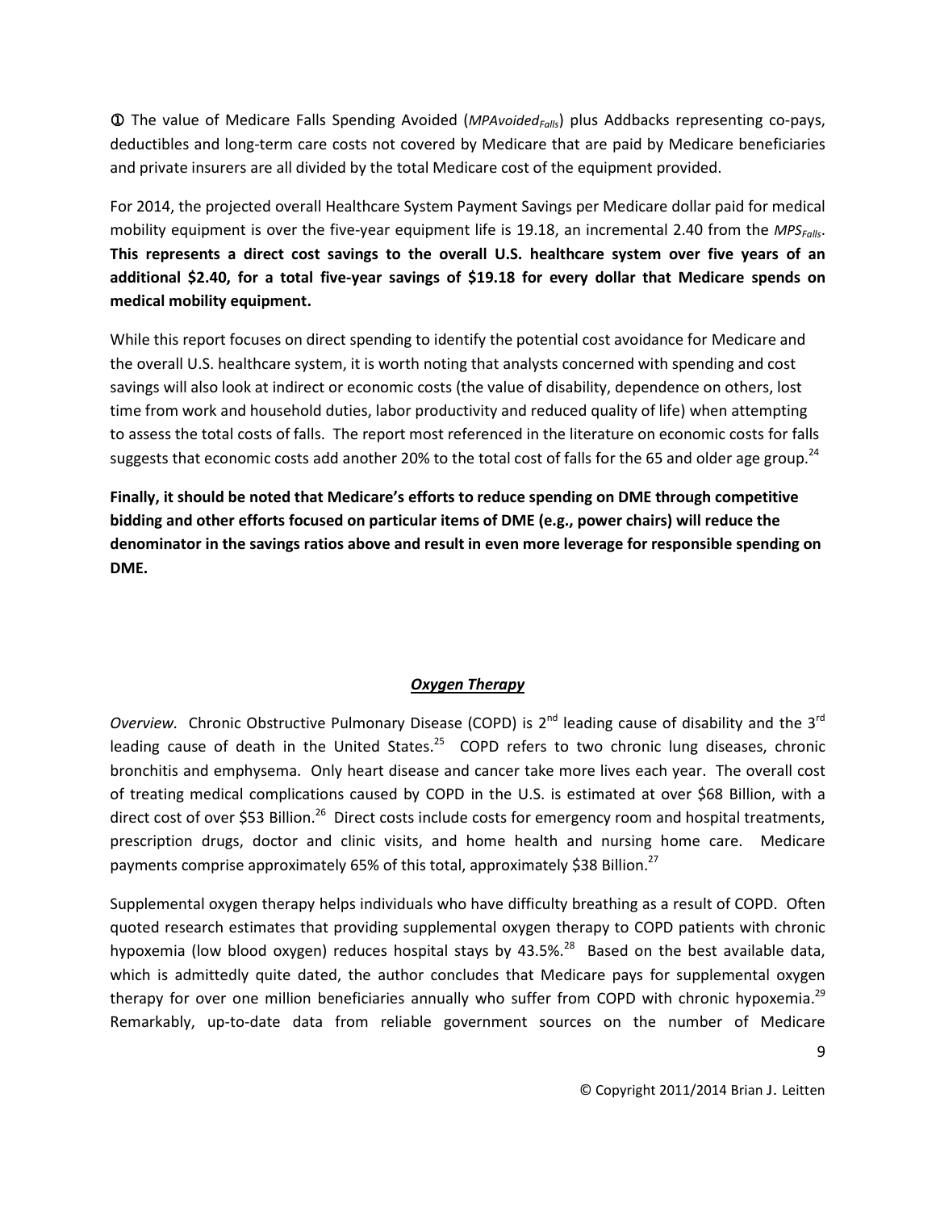① The value of Medicare Falls Spending Avoided ($MPAvoided_{Falls}$) plus Addbacks representing co-pays, deductibles and long-term care costs not covered by Medicare that are paid by Medicare beneficiaries and private insurers are all divided by the total Medicare cost of the equipment provided.

For 2014, the projected overall Healthcare System Payment Savings per Medicare dollar paid for medical mobility equipment is over the five-year equipment life is 19.18, an incremental 2.40 from the $MPS_{Falls}$. **This represents a direct cost savings to the overall U.S. healthcare system over five years of an additional $2.40, for a total five-year savings of $19.18 for every dollar that Medicare spends on medical mobility equipment.**

While this report focuses on direct spending to identify the potential cost avoidance for Medicare and the overall U.S. healthcare system, it is worth noting that analysts concerned with spending and cost savings will also look at indirect or economic costs (the value of disability, dependence on others, lost time from work and household duties, labor productivity and reduced quality of life) when attempting to assess the total costs of falls. The report most referenced in the literature on economic costs for falls suggests that economic costs add another 20% to the total cost of falls for the 65 and older age group.[24]

**Finally, it should be noted that Medicare's efforts to reduce spending on DME through competitive bidding and other efforts focused on particular items of DME (e.g., power chairs) will reduce the denominator in the savings ratios above and result in even more leverage for responsible spending on DME.**

## ***Oxygen Therapy***

*Overview.* Chronic Obstructive Pulmonary Disease (COPD) is 2nd leading cause of disability and the 3rd leading cause of death in the United States.[25] COPD refers to two chronic lung diseases, chronic bronchitis and emphysema. Only heart disease and cancer take more lives each year. The overall cost of treating medical complications caused by COPD in the U.S. is estimated at over $68 Billion, with a direct cost of over $53 Billion.[26] Direct costs include costs for emergency room and hospital treatments, prescription drugs, doctor and clinic visits, and home health and nursing home care. Medicare payments comprise approximately 65% of this total, approximately $38 Billion.[27]

Supplemental oxygen therapy helps individuals who have difficulty breathing as a result of COPD. Often quoted research estimates that providing supplemental oxygen therapy to COPD patients with chronic hypoxemia (low blood oxygen) reduces hospital stays by 43.5%.[28] Based on the best available data, which is admittedly quite dated, the author concludes that Medicare pays for supplemental oxygen therapy for over one million beneficiaries annually who suffer from COPD with chronic hypoxemia.[29] Remarkably, up-to-date data from reliable government sources on the number of Medicare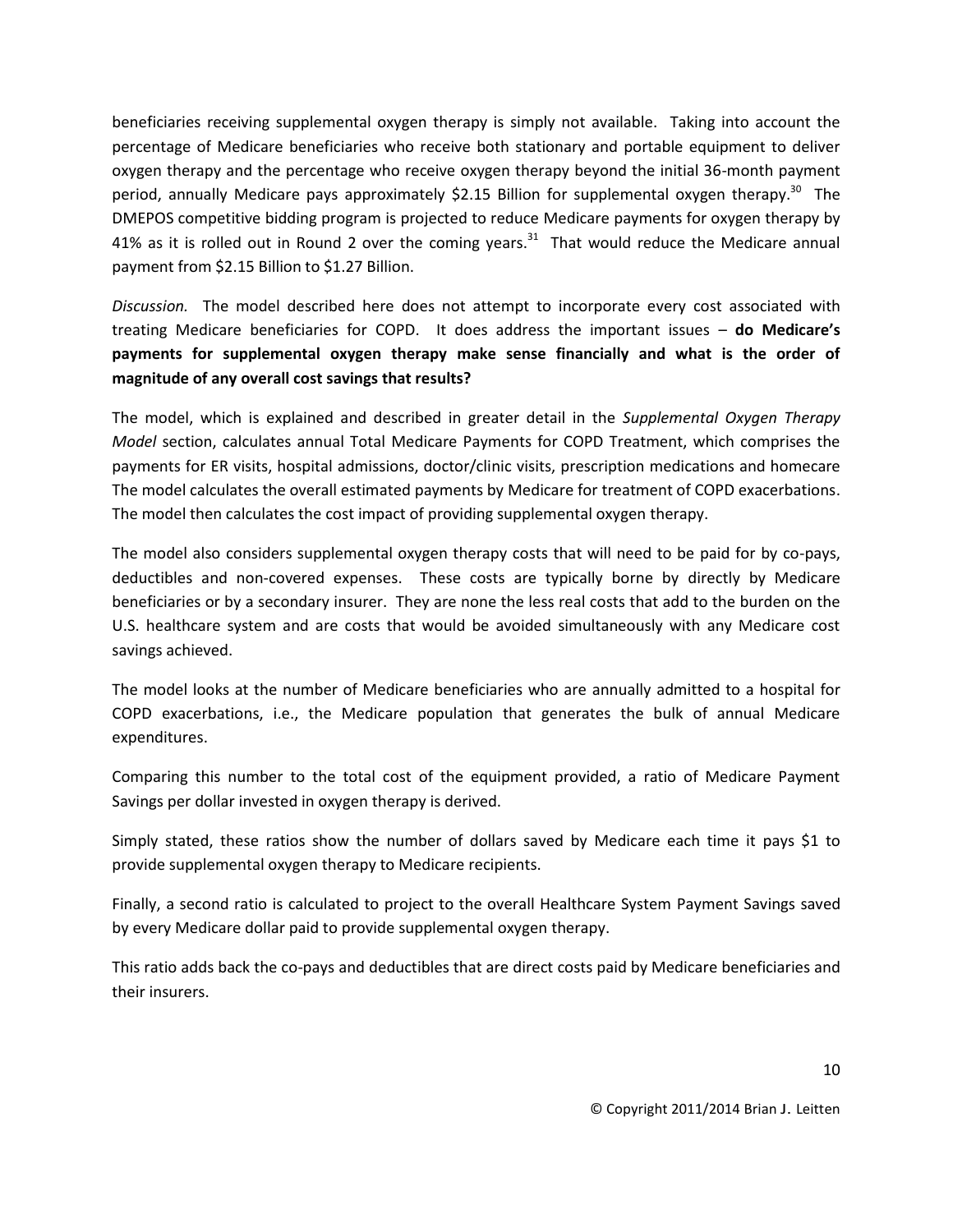beneficiaries receiving supplemental oxygen therapy is simply not available. Taking into account the percentage of Medicare beneficiaries who receive both stationary and portable equipment to deliver oxygen therapy and the percentage who receive oxygen therapy beyond the initial 36-month payment period, annually Medicare pays approximately $2.15 Billion for supplemental oxygen therapy.[30] The DMEPOS competitive bidding program is projected to reduce Medicare payments for oxygen therapy by 41% as it is rolled out in Round 2 over the coming years.[31] That would reduce the Medicare annual payment from $2.15 Billion to $1.27 Billion.

*Discussion.* The model described here does not attempt to incorporate every cost associated with treating Medicare beneficiaries for COPD. It does address the important issues – **do Medicare's payments for supplemental oxygen therapy make sense financially and what is the order of magnitude of any overall cost savings that results?**

The model, which is explained and described in greater detail in the *Supplemental Oxygen Therapy Model* section, calculates annual Total Medicare Payments for COPD Treatment, which comprises the payments for ER visits, hospital admissions, doctor/clinic visits, prescription medications and homecare The model calculates the overall estimated payments by Medicare for treatment of COPD exacerbations. The model then calculates the cost impact of providing supplemental oxygen therapy.

The model also considers supplemental oxygen therapy costs that will need to be paid for by co-pays, deductibles and non-covered expenses. These costs are typically borne by directly by Medicare beneficiaries or by a secondary insurer. They are none the less real costs that add to the burden on the U.S. healthcare system and are costs that would be avoided simultaneously with any Medicare cost savings achieved.

The model looks at the number of Medicare beneficiaries who are annually admitted to a hospital for COPD exacerbations, i.e., the Medicare population that generates the bulk of annual Medicare expenditures.

Comparing this number to the total cost of the equipment provided, a ratio of Medicare Payment Savings per dollar invested in oxygen therapy is derived.

Simply stated, these ratios show the number of dollars saved by Medicare each time it pays $1 to provide supplemental oxygen therapy to Medicare recipients.

Finally, a second ratio is calculated to project to the overall Healthcare System Payment Savings saved by every Medicare dollar paid to provide supplemental oxygen therapy.

This ratio adds back the co-pays and deductibles that are direct costs paid by Medicare beneficiaries and their insurers.

© Copyright 2011/2014 Brian J. Leitten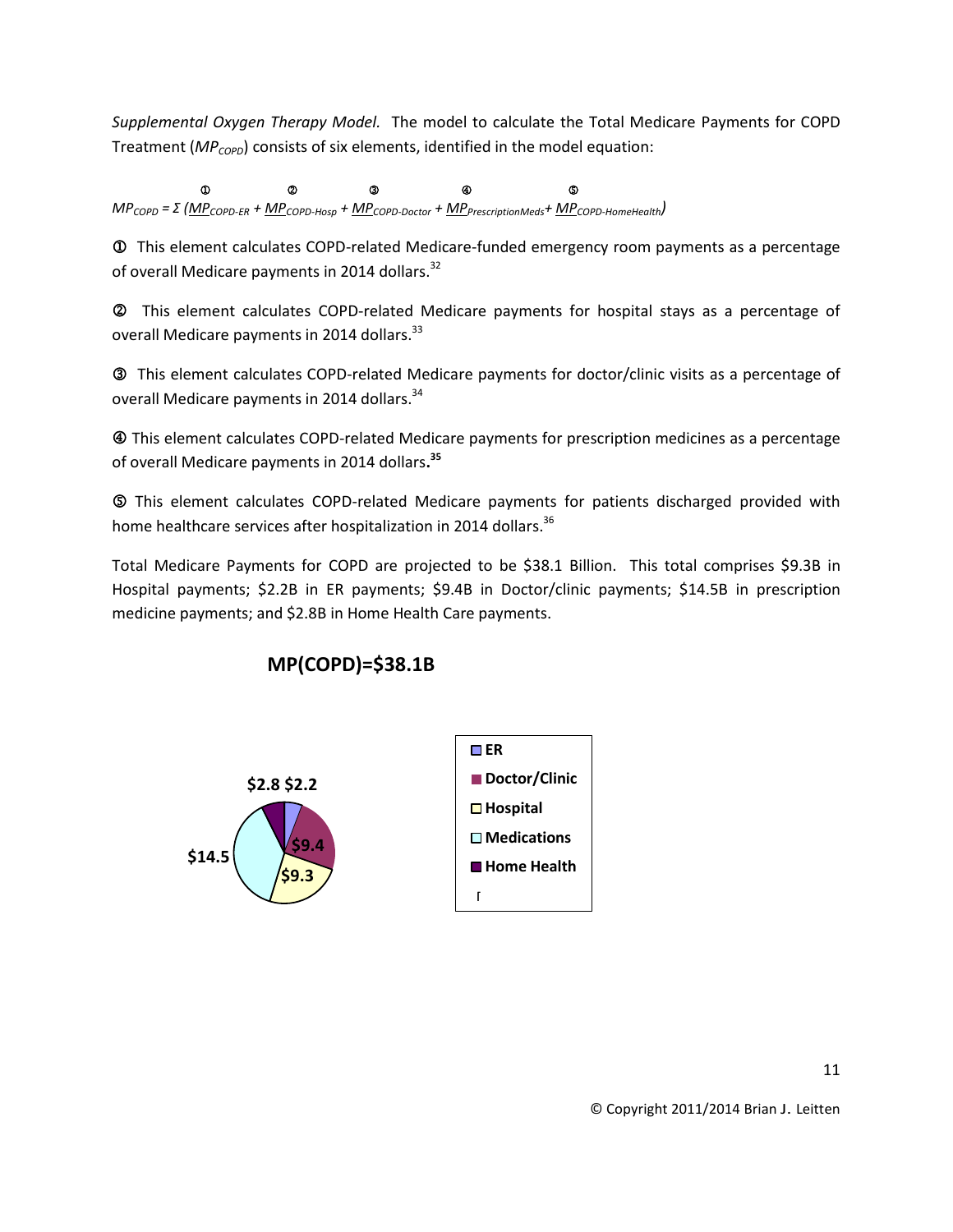*Supplemental Oxygen Therapy Model.* The model to calculate the Total Medicare Payments for COPD Treatment ($MP_{COPD}$) consists of six elements, identified in the model equation:

$$MP_{COPD} = \Sigma\, (\overset{①}{\underline{MP}_{COPD\text{-}ER}} + \overset{②}{\underline{MP}_{COPD\text{-}Hosp}} + \overset{③}{\underline{MP}_{COPD\text{-}Doctor}} + \overset{④}{\underline{MP}_{PrescriptionMeds}} + \overset{⑤}{\underline{MP}_{COPD\text{-}HomeHealth}})$$

① This element calculates COPD-related Medicare-funded emergency room payments as a percentage of overall Medicare payments in 2014 dollars.[32]

② This element calculates COPD-related Medicare payments for hospital stays as a percentage of overall Medicare payments in 2014 dollars.[33]

③ This element calculates COPD-related Medicare payments for doctor/clinic visits as a percentage of overall Medicare payments in 2014 dollars.[34]

④ This element calculates COPD-related Medicare payments for prescription medicines as a percentage of overall Medicare payments in 2014 dollars.[35]

⑤ This element calculates COPD-related Medicare payments for patients discharged provided with home healthcare services after hospitalization in 2014 dollars.[36]

Total Medicare Payments for COPD are projected to be $38.1 Billion. This total comprises $9.3B in Hospital payments; $2.2B in ER payments; $9.4B in Doctor/clinic payments; $14.5B in prescription medicine payments; and $2.8B in Home Health Care payments.

**MP(COPD)=$38.1B**

| Category | Amount |
|---|---|
| ER | $2.2 |
| Doctor/Clinic | $9.4 |
| Hospital | $9.3 |
| Medications | $14.5 |
| Home Health | $2.8 |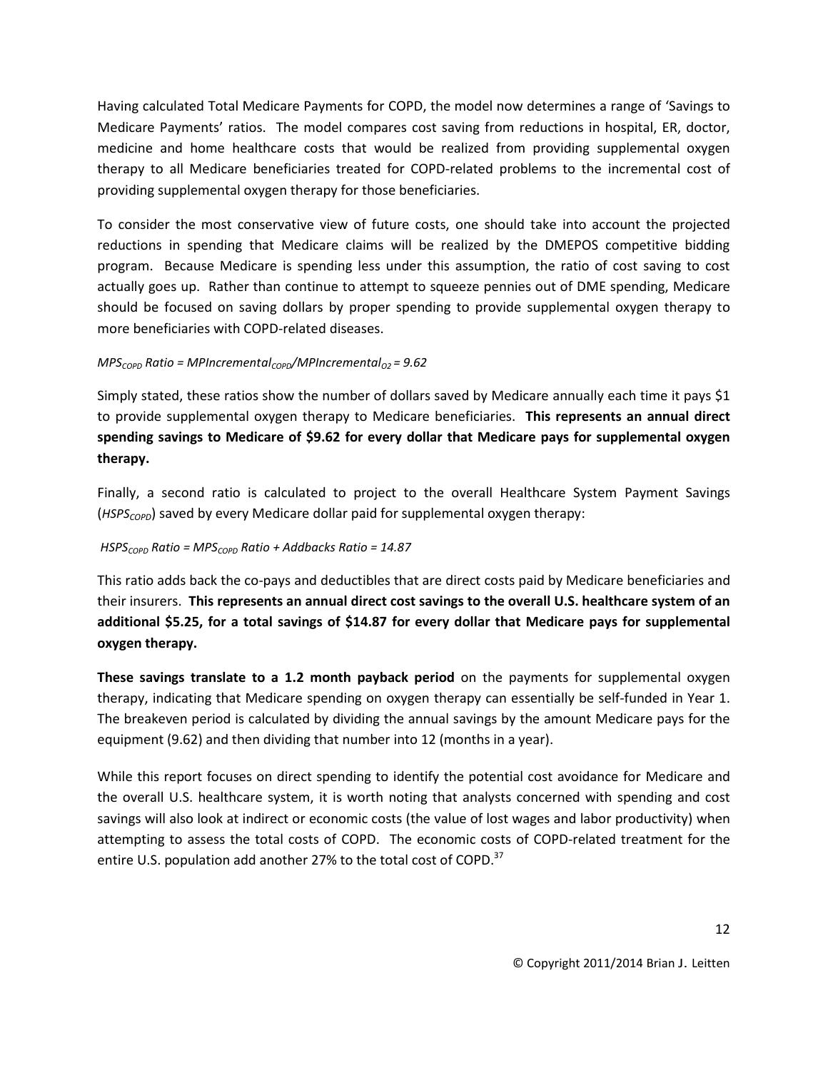Having calculated Total Medicare Payments for COPD, the model now determines a range of 'Savings to Medicare Payments' ratios. The model compares cost saving from reductions in hospital, ER, doctor, medicine and home healthcare costs that would be realized from providing supplemental oxygen therapy to all Medicare beneficiaries treated for COPD-related problems to the incremental cost of providing supplemental oxygen therapy for those beneficiaries.

To consider the most conservative view of future costs, one should take into account the projected reductions in spending that Medicare claims will be realized by the DMEPOS competitive bidding program. Because Medicare is spending less under this assumption, the ratio of cost saving to cost actually goes up. Rather than continue to attempt to squeeze pennies out of DME spending, Medicare should be focused on saving dollars by proper spending to provide supplemental oxygen therapy to more beneficiaries with COPD-related diseases.

$MPS_{COPD}$ *Ratio* = $MPIncremental_{COPD}/MPIncremental_{O2} = 9.62$

Simply stated, these ratios show the number of dollars saved by Medicare annually each time it pays $1 to provide supplemental oxygen therapy to Medicare beneficiaries. **This represents an annual direct spending savings to Medicare of $9.62 for every dollar that Medicare pays for supplemental oxygen therapy.**

Finally, a second ratio is calculated to project to the overall Healthcare System Payment Savings ($HSPS_{COPD}$) saved by every Medicare dollar paid for supplemental oxygen therapy:

$HSPS_{COPD}$ *Ratio* = $MPS_{COPD}$ *Ratio + Addbacks Ratio = 14.87*

This ratio adds back the co-pays and deductibles that are direct costs paid by Medicare beneficiaries and their insurers. **This represents an annual direct cost savings to the overall U.S. healthcare system of an additional $5.25, for a total savings of $14.87 for every dollar that Medicare pays for supplemental oxygen therapy.**

**These savings translate to a 1.2 month payback period** on the payments for supplemental oxygen therapy, indicating that Medicare spending on oxygen therapy can essentially be self-funded in Year 1. The breakeven period is calculated by dividing the annual savings by the amount Medicare pays for the equipment (9.62) and then dividing that number into 12 (months in a year).

While this report focuses on direct spending to identify the potential cost avoidance for Medicare and the overall U.S. healthcare system, it is worth noting that analysts concerned with spending and cost savings will also look at indirect or economic costs (the value of lost wages and labor productivity) when attempting to assess the total costs of COPD. The economic costs of COPD-related treatment for the entire U.S. population add another 27% to the total cost of COPD.[37]

© Copyright 2011/2014 Brian J. Leitten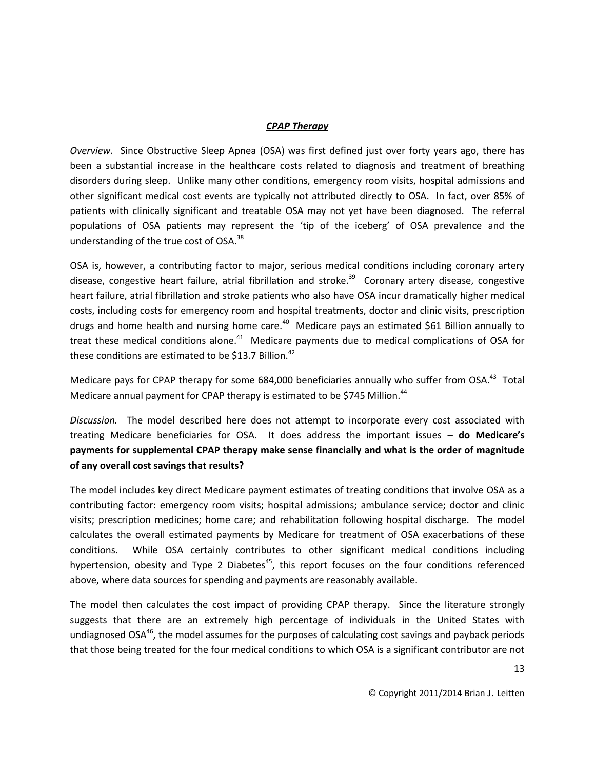## ***CPAP Therapy***

*Overview.* Since Obstructive Sleep Apnea (OSA) was first defined just over forty years ago, there has been a substantial increase in the healthcare costs related to diagnosis and treatment of breathing disorders during sleep. Unlike many other conditions, emergency room visits, hospital admissions and other significant medical cost events are typically not attributed directly to OSA. In fact, over 85% of patients with clinically significant and treatable OSA may not yet have been diagnosed. The referral populations of OSA patients may represent the 'tip of the iceberg' of OSA prevalence and the understanding of the true cost of OSA.[38]

OSA is, however, a contributing factor to major, serious medical conditions including coronary artery disease, congestive heart failure, atrial fibrillation and stroke.[39] Coronary artery disease, congestive heart failure, atrial fibrillation and stroke patients who also have OSA incur dramatically higher medical costs, including costs for emergency room and hospital treatments, doctor and clinic visits, prescription drugs and home health and nursing home care.[40] Medicare pays an estimated $61 Billion annually to treat these medical conditions alone.[41] Medicare payments due to medical complications of OSA for these conditions are estimated to be $13.7 Billion.[42]

Medicare pays for CPAP therapy for some 684,000 beneficiaries annually who suffer from OSA.[43] Total Medicare annual payment for CPAP therapy is estimated to be $745 Million.[44]

*Discussion.* The model described here does not attempt to incorporate every cost associated with treating Medicare beneficiaries for OSA. It does address the important issues – **do Medicare's payments for supplemental CPAP therapy make sense financially and what is the order of magnitude of any overall cost savings that results?**

The model includes key direct Medicare payment estimates of treating conditions that involve OSA as a contributing factor: emergency room visits; hospital admissions; ambulance service; doctor and clinic visits; prescription medicines; home care; and rehabilitation following hospital discharge. The model calculates the overall estimated payments by Medicare for treatment of OSA exacerbations of these conditions. While OSA certainly contributes to other significant medical conditions including hypertension, obesity and Type 2 Diabetes[45], this report focuses on the four conditions referenced above, where data sources for spending and payments are reasonably available.

The model then calculates the cost impact of providing CPAP therapy. Since the literature strongly suggests that there are an extremely high percentage of individuals in the United States with undiagnosed OSA[46], the model assumes for the purposes of calculating cost savings and payback periods that those being treated for the four medical conditions to which OSA is a significant contributor are not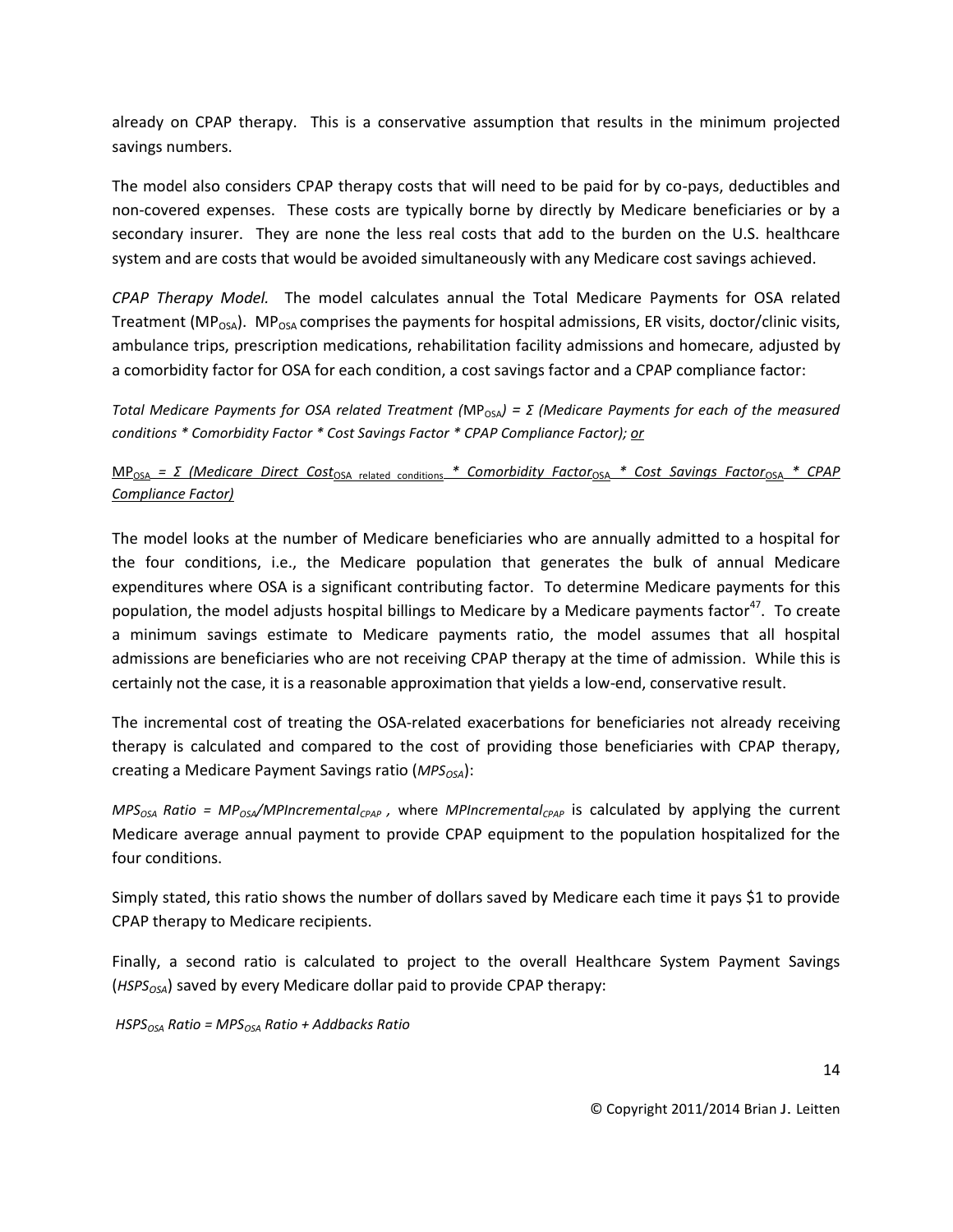already on CPAP therapy. This is a conservative assumption that results in the minimum projected savings numbers.

The model also considers CPAP therapy costs that will need to be paid for by co-pays, deductibles and non-covered expenses. These costs are typically borne by directly by Medicare beneficiaries or by a secondary insurer. They are none the less real costs that add to the burden on the U.S. healthcare system and are costs that would be avoided simultaneously with any Medicare cost savings achieved.

*CPAP Therapy Model.* The model calculates annual the Total Medicare Payments for OSA related Treatment ($MP_{OSA}$). $MP_{OSA}$ comprises the payments for hospital admissions, ER visits, doctor/clinic visits, ambulance trips, prescription medications, rehabilitation facility admissions and homecare, adjusted by a comorbidity factor for OSA for each condition, a cost savings factor and a CPAP compliance factor:

*Total Medicare Payments for OSA related Treatment (*$MP_{OSA}$*) = Σ (Medicare Payments for each of the measured conditions * Comorbidity Factor * Cost Savings Factor * CPAP Compliance Factor); or*

$MP_{OSA} = \Sigma$ *(Medicare Direct Cost*$_{\text{OSA related conditions}}$ *Comorbidity Factor*$_{OSA}$ *Cost Savings Factor*$_{OSA}$ *CPAP Compliance Factor)*

The model looks at the number of Medicare beneficiaries who are annually admitted to a hospital for the four conditions, i.e., the Medicare population that generates the bulk of annual Medicare expenditures where OSA is a significant contributing factor. To determine Medicare payments for this population, the model adjusts hospital billings to Medicare by a Medicare payments factor[47]. To create a minimum savings estimate to Medicare payments ratio, the model assumes that all hospital admissions are beneficiaries who are not receiving CPAP therapy at the time of admission. While this is certainly not the case, it is a reasonable approximation that yields a low-end, conservative result.

The incremental cost of treating the OSA-related exacerbations for beneficiaries not already receiving therapy is calculated and compared to the cost of providing those beneficiaries with CPAP therapy, creating a Medicare Payment Savings ratio ($MPS_{OSA}$):

$MPS_{OSA}$ *Ratio* = $MP_{OSA}/MPIncremental_{CPAP}$, where $MPIncremental_{CPAP}$ is calculated by applying the current Medicare average annual payment to provide CPAP equipment to the population hospitalized for the four conditions.

Simply stated, this ratio shows the number of dollars saved by Medicare each time it pays $1 to provide CPAP therapy to Medicare recipients.

Finally, a second ratio is calculated to project to the overall Healthcare System Payment Savings ($HSPS_{OSA}$) saved by every Medicare dollar paid to provide CPAP therapy:

$HSPS_{OSA}$ *Ratio* = $MPS_{OSA}$ *Ratio + Addbacks Ratio*

© Copyright 2011/2014 Brian J. Leitten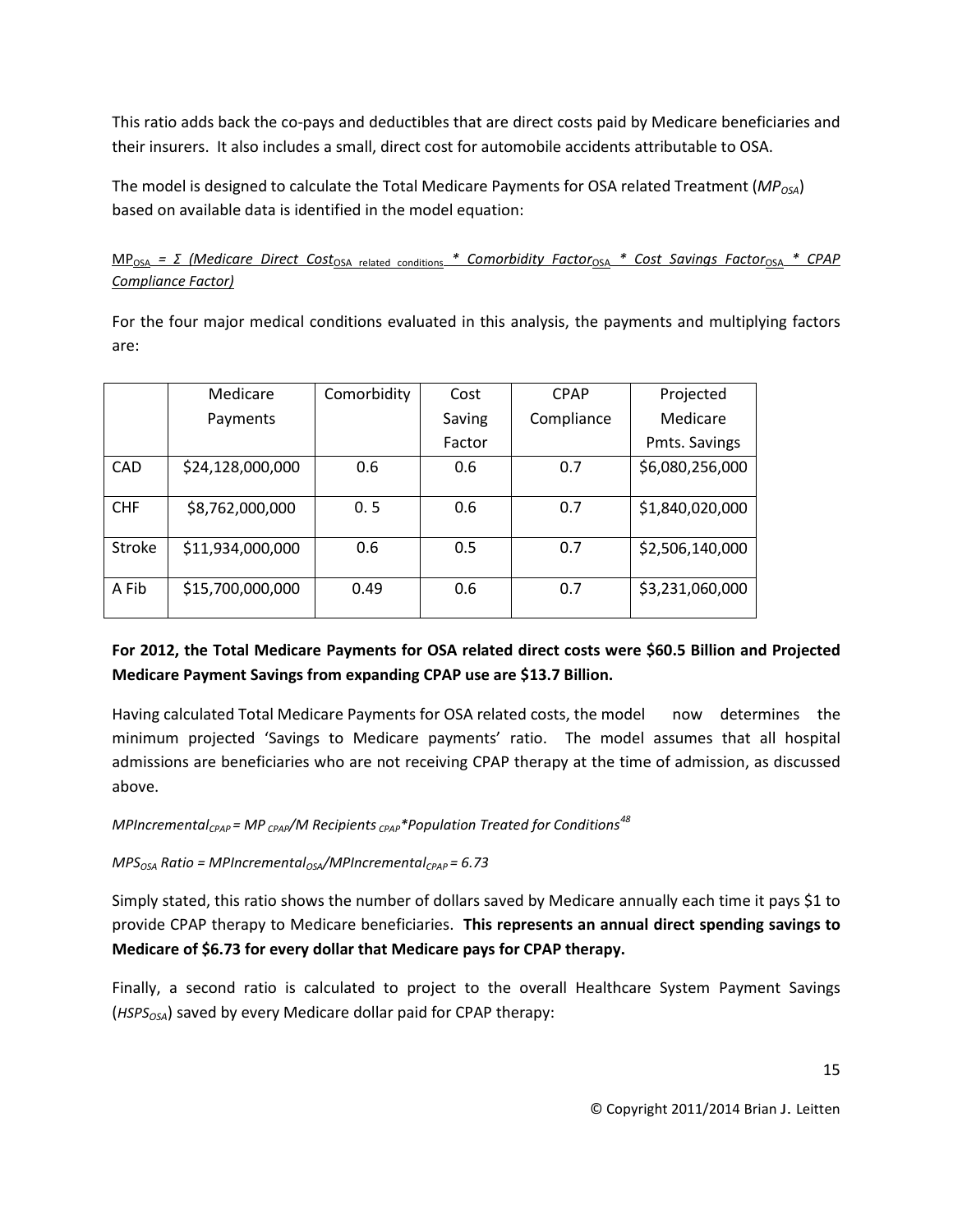This ratio adds back the co-pays and deductibles that are direct costs paid by Medicare beneficiaries and their insurers. It also includes a small, direct cost for automobile accidents attributable to OSA.

The model is designed to calculate the Total Medicare Payments for OSA related Treatment ($MP_{OSA}$) based on available data is identified in the model equation:

$$MP_{OSA} = \Sigma\ (\textit{Medicare Direct Cost}_{\text{OSA related conditions}} * \textit{Comorbidity Factor}_{OSA} * \textit{Cost Savings Factor}_{OSA} * \textit{CPAP Compliance Factor})$$

For the four major medical conditions evaluated in this analysis, the payments and multiplying factors are:

| | Medicare Payments | Comorbidity | Cost Saving Factor | CPAP Compliance | Projected Medicare Pmts. Savings |
|---|---|---|---|---|---|
| CAD | $24,128,000,000 | 0.6 | 0.6 | 0.7 | $6,080,256,000 |
| CHF | $8,762,000,000 | 0. 5 | 0.6 | 0.7 | $1,840,020,000 |
| Stroke | $11,934,000,000 | 0.6 | 0.5 | 0.7 | $2,506,140,000 |
| A Fib | $15,700,000,000 | 0.49 | 0.6 | 0.7 | $3,231,060,000 |

**For 2012, the Total Medicare Payments for OSA related direct costs were $60.5 Billion and Projected Medicare Payment Savings from expanding CPAP use are $13.7 Billion.**

Having calculated Total Medicare Payments for OSA related costs, the model now determines the minimum projected 'Savings to Medicare payments' ratio. The model assumes that all hospital admissions are beneficiaries who are not receiving CPAP therapy at the time of admission, as discussed above.

$MPIncremental_{CPAP} = MP_{CPAP}/M\ Recipients_{CPAP} * Population\ Treated\ for\ Conditions$[48]

$MPS_{OSA}\ Ratio = MPIncremental_{OSA}/MPIncremental_{CPAP} = 6.73$

Simply stated, this ratio shows the number of dollars saved by Medicare annually each time it pays $1 to provide CPAP therapy to Medicare beneficiaries. **This represents an annual direct spending savings to Medicare of $6.73 for every dollar that Medicare pays for CPAP therapy.**

Finally, a second ratio is calculated to project to the overall Healthcare System Payment Savings ($HSPS_{OSA}$) saved by every Medicare dollar paid for CPAP therapy: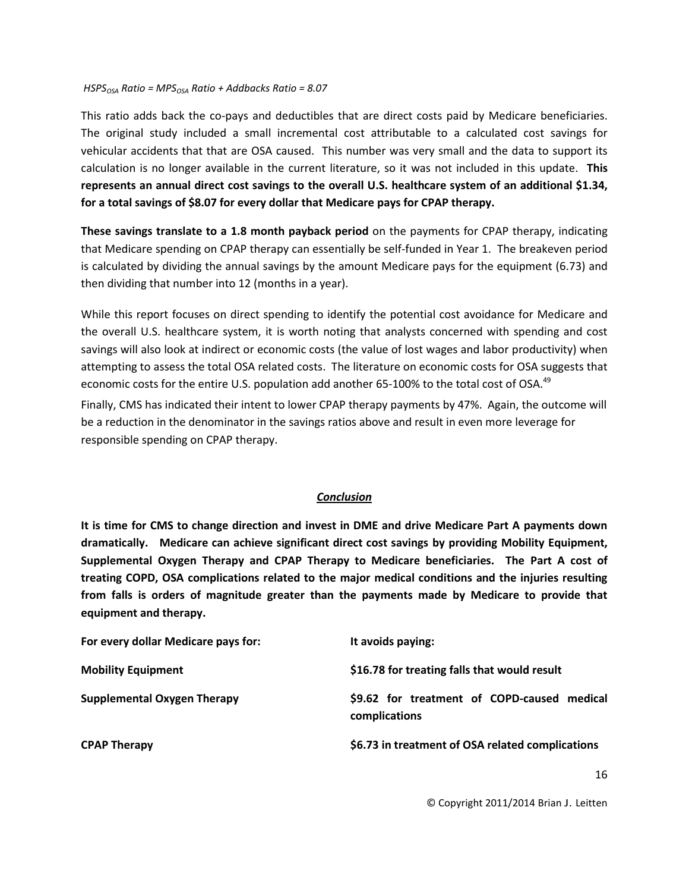*$HSPS_{OSA}$ Ratio = $MPS_{OSA}$ Ratio + Addbacks Ratio = 8.07*

This ratio adds back the co-pays and deductibles that are direct costs paid by Medicare beneficiaries. The original study included a small incremental cost attributable to a calculated cost savings for vehicular accidents that that are OSA caused. This number was very small and the data to support its calculation is no longer available in the current literature, so it was not included in this update. **This represents an annual direct cost savings to the overall U.S. healthcare system of an additional $1.34, for a total savings of $8.07 for every dollar that Medicare pays for CPAP therapy.**

**These savings translate to a 1.8 month payback period** on the payments for CPAP therapy, indicating that Medicare spending on CPAP therapy can essentially be self-funded in Year 1. The breakeven period is calculated by dividing the annual savings by the amount Medicare pays for the equipment (6.73) and then dividing that number into 12 (months in a year).

While this report focuses on direct spending to identify the potential cost avoidance for Medicare and the overall U.S. healthcare system, it is worth noting that analysts concerned with spending and cost savings will also look at indirect or economic costs (the value of lost wages and labor productivity) when attempting to assess the total OSA related costs. The literature on economic costs for OSA suggests that economic costs for the entire U.S. population add another 65-100% to the total cost of OSA.[49]

Finally, CMS has indicated their intent to lower CPAP therapy payments by 47%. Again, the outcome will be a reduction in the denominator in the savings ratios above and result in even more leverage for responsible spending on CPAP therapy.

## ***Conclusion***

**It is time for CMS to change direction and invest in DME and drive Medicare Part A payments down dramatically. Medicare can achieve significant direct cost savings by providing Mobility Equipment, Supplemental Oxygen Therapy and CPAP Therapy to Medicare beneficiaries. The Part A cost of treating COPD, OSA complications related to the major medical conditions and the injuries resulting from falls is orders of magnitude greater than the payments made by Medicare to provide that equipment and therapy.**

| For every dollar Medicare pays for: | It avoids paying: |
|---|---|
| **Mobility Equipment** | **$16.78 for treating falls that would result** |
| **Supplemental Oxygen Therapy** | **$9.62 for treatment of COPD-caused medical complications** |
| **CPAP Therapy** | **$6.73 in treatment of OSA related complications** |

© Copyright 2011/2014 Brian J. Leitten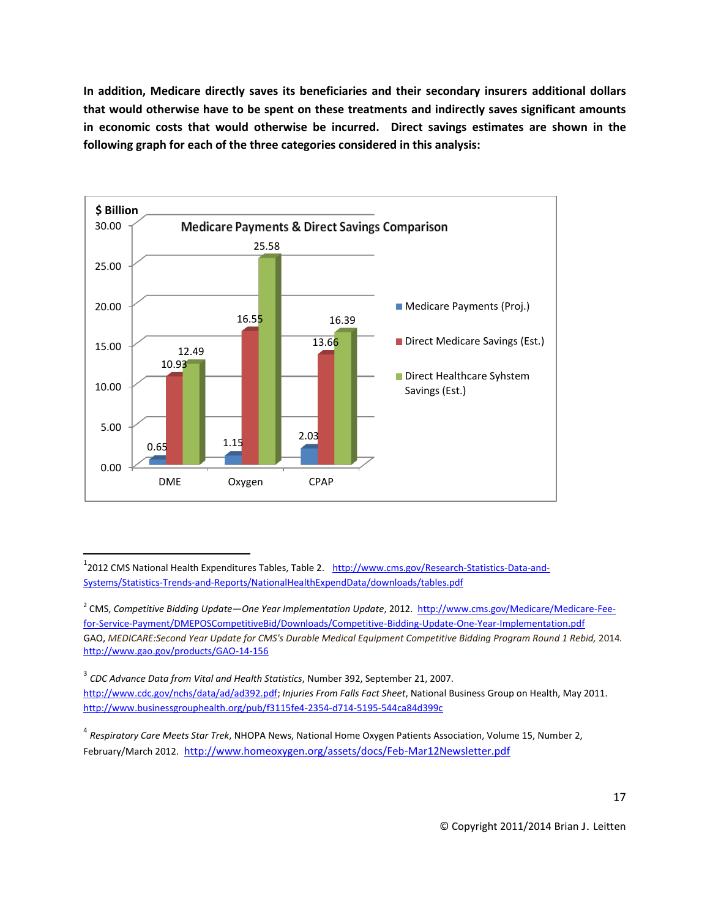**In addition, Medicare directly saves its beneficiaries and their secondary insurers additional dollars that would otherwise have to be spent on these treatments and indirectly saves significant amounts in economic costs that would otherwise be incurred. Direct savings estimates are shown in the following graph for each of the three categories considered in this analysis:**

**Medicare Payments & Direct Savings Comparison** ($ Billion)

| | DME | Oxygen | CPAP |
|---|---|---|---|
| Medicare Payments (Proj.) | 0.65 | 1.15 | 2.03 |
| Direct Medicare Savings (Est.) | 10.93 | 16.55 | 13.66 |
| Direct Healthcare Syhstem Savings (Est.) | 12.49 | 25.58 | 16.39 |

---

[1] 2012 CMS National Health Expenditures Tables, Table 2. http://www.cms.gov/Research-Statistics-Data-and-Systems/Statistics-Trends-and-Reports/NationalHealthExpendData/downloads/tables.pdf

[2] CMS, *Competitive Bidding Update—One Year Implementation Update*, 2012. http://www.cms.gov/Medicare/Medicare-Fee-for-Service-Payment/DMEPOSCompetitiveBid/Downloads/Competitive-Bidding-Update-One-Year-Implementation.pdf
GAO, *MEDICARE:Second Year Update for CMS's Durable Medical Equipment Competitive Bidding Program Round 1 Rebid,* 2014. http://www.gao.gov/products/GAO-14-156

[3] *CDC Advance Data from Vital and Health Statistics*, Number 392, September 21, 2007. http://www.cdc.gov/nchs/data/ad/ad392.pdf; *Injuries From Falls Fact Sheet*, National Business Group on Health, May 2011. http://www.businessgrouphealth.org/pub/f3115fe4-2354-d714-5195-544ca84d399c

[4] *Respiratory Care Meets Star Trek*, NHOPA News, National Home Oxygen Patients Association, Volume 15, Number 2, February/March 2012. http://www.homeoxygen.org/assets/docs/Feb-Mar12Newsletter.pdf

© Copyright 2011/2014 Brian J. Leitten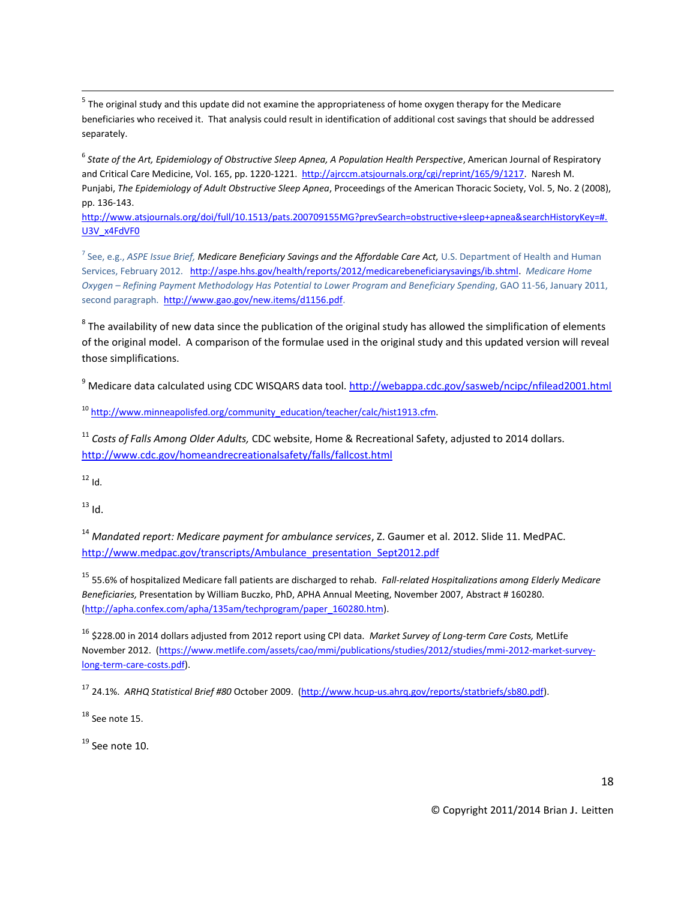---

[5] The original study and this update did not examine the appropriateness of home oxygen therapy for the Medicare beneficiaries who received it. That analysis could result in identification of additional cost savings that should be addressed separately.

[6] *State of the Art, Epidemiology of Obstructive Sleep Apnea, A Population Health Perspective*, American Journal of Respiratory and Critical Care Medicine, Vol. 165, pp. 1220-1221. http://ajrccm.atsjournals.org/cgi/reprint/165/9/1217. Naresh M. Punjabi, *The Epidemiology of Adult Obstructive Sleep Apnea*, Proceedings of the American Thoracic Society, Vol. 5, No. 2 (2008), pp. 136-143.
http://www.atsjournals.org/doi/full/10.1513/pats.200709155MG?prevSearch=obstructive+sleep+apnea&searchHistoryKey=#.U3V_x4FdVF0

[7] See, e.g., *ASPE Issue Brief, Medicare Beneficiary Savings and the Affordable Care Act*, U.S. Department of Health and Human Services, February 2012. http://aspe.hhs.gov/health/reports/2012/medicarebeneficiarysavings/ib.shtml. *Medicare Home Oxygen – Refining Payment Methodology Has Potential to Lower Program and Beneficiary Spending*, GAO 11-56, January 2011, second paragraph. http://www.gao.gov/new.items/d1156.pdf.

[8] The availability of new data since the publication of the original study has allowed the simplification of elements of the original model. A comparison of the formulae used in the original study and this updated version will reveal those simplifications.

[9] Medicare data calculated using CDC WISQARS data tool. http://webappa.cdc.gov/sasweb/ncipc/nfilead2001.html

[10] http://www.minneapolisfed.org/community_education/teacher/calc/hist1913.cfm.

[11] *Costs of Falls Among Older Adults,* CDC website, Home & Recreational Safety, adjusted to 2014 dollars. http://www.cdc.gov/homeandrecreationalsafety/falls/fallcost.html

[12] Id.

[13] Id.

[14] *Mandated report: Medicare payment for ambulance services*, Z. Gaumer et al. 2012. Slide 11. MedPAC. http://www.medpac.gov/transcripts/Ambulance_presentation_Sept2012.pdf

[15] 55.6% of hospitalized Medicare fall patients are discharged to rehab. *Fall-related Hospitalizations among Elderly Medicare Beneficiaries,* Presentation by William Buczko, PhD, APHA Annual Meeting, November 2007, Abstract # 160280. (http://apha.confex.com/apha/135am/techprogram/paper_160280.htm).

[16] $228.00 in 2014 dollars adjusted from 2012 report using CPI data. *Market Survey of Long-term Care Costs,* MetLife November 2012. (https://www.metlife.com/assets/cao/mmi/publications/studies/2012/studies/mmi-2012-market-survey-long-term-care-costs.pdf).

[17] 24.1%. *ARHQ Statistical Brief #80* October 2009. (http://www.hcup-us.ahrq.gov/reports/statbriefs/sb80.pdf).

[18] See note 15.

[19] See note 10.

© Copyright 2011/2014 Brian J. Leitten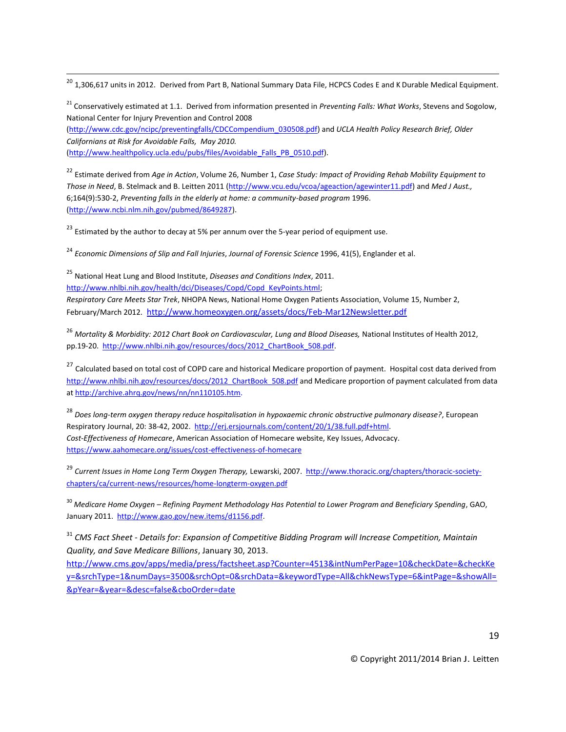[20] 1,306,617 units in 2012. Derived from Part B, National Summary Data File, HCPCS Codes E and K Durable Medical Equipment.

[21] Conservatively estimated at 1.1. Derived from information presented in *Preventing Falls: What Works*, Stevens and Sogolow, National Center for Injury Prevention and Control 2008 (http://www.cdc.gov/ncipc/preventingfalls/CDCCompendium_030508.pdf) and *UCLA Health Policy Research Brief, Older Californians at Risk for Avoidable Falls, May 2010.* (http://www.healthpolicy.ucla.edu/pubs/files/Avoidable_Falls_PB_0510.pdf).

[22] Estimate derived from *Age in Action*, Volume 26, Number 1, *Case Study: Impact of Providing Rehab Mobility Equipment to Those in Need*, B. Stelmack and B. Leitten 2011 (http://www.vcu.edu/vcoa/ageaction/agewinter11.pdf) and *Med J Aust.,* 6;164(9):530-2, *Preventing falls in the elderly at home: a community-based program* 1996. (http://www.ncbi.nlm.nih.gov/pubmed/8649287).

[23] Estimated by the author to decay at 5% per annum over the 5-year period of equipment use.

[24] *Economic Dimensions of Slip and Fall Injuries*, *Journal of Forensic Science* 1996, 41(5), Englander et al.

[25] National Heat Lung and Blood Institute, *Diseases and Conditions Index*, 2011. http://www.nhlbi.nih.gov/health/dci/Diseases/Copd/Copd_KeyPoints.html;
*Respiratory Care Meets Star Trek*, NHOPA News, National Home Oxygen Patients Association, Volume 15, Number 2, February/March 2012. http://www.homeoxygen.org/assets/docs/Feb-Mar12Newsletter.pdf

[26] *Mortality & Morbidity: 2012 Chart Book on Cardiovascular, Lung and Blood Diseases,* National Institutes of Health 2012, pp.19-20. http://www.nhlbi.nih.gov/resources/docs/2012_ChartBook_508.pdf.

[27] Calculated based on total cost of COPD care and historical Medicare proportion of payment. Hospital cost data derived from http://www.nhlbi.nih.gov/resources/docs/2012_ChartBook_508.pdf and Medicare proportion of payment calculated from data at http://archive.ahrq.gov/news/nn/nn110105.htm.

[28] *Does long-term oxygen therapy reduce hospitalisation in hypoxaemic chronic obstructive pulmonary disease?*, European Respiratory Journal, 20: 38-42, 2002. http://erj.ersjournals.com/content/20/1/38.full.pdf+html.
*Cost-Effectiveness of Homecare*, American Association of Homecare website, Key Issues, Advocacy. https://www.aahomecare.org/issues/cost-effectiveness-of-homecare

[29] *Current Issues in Home Long Term Oxygen Therapy,* Lewarski, 2007. http://www.thoracic.org/chapters/thoracic-society-chapters/ca/current-news/resources/home-longterm-oxygen.pdf

[30] *Medicare Home Oxygen – Refining Payment Methodology Has Potential to Lower Program and Beneficiary Spending*, GAO, January 2011. http://www.gao.gov/new.items/d1156.pdf.

[31] *CMS Fact Sheet - Details for: Expansion of Competitive Bidding Program will Increase Competition, Maintain Quality, and Save Medicare Billions*, January 30, 2013.
http://www.cms.gov/apps/media/press/factsheet.asp?Counter=4513&intNumPerPage=10&checkDate=&checkKey=&srchType=1&numDays=3500&srchOpt=0&srchData=&keywordType=All&chkNewsType=6&intPage=&showAll=&pYear=&year=&desc=false&cboOrder=date

© Copyright 2011/2014 Brian J. Leitten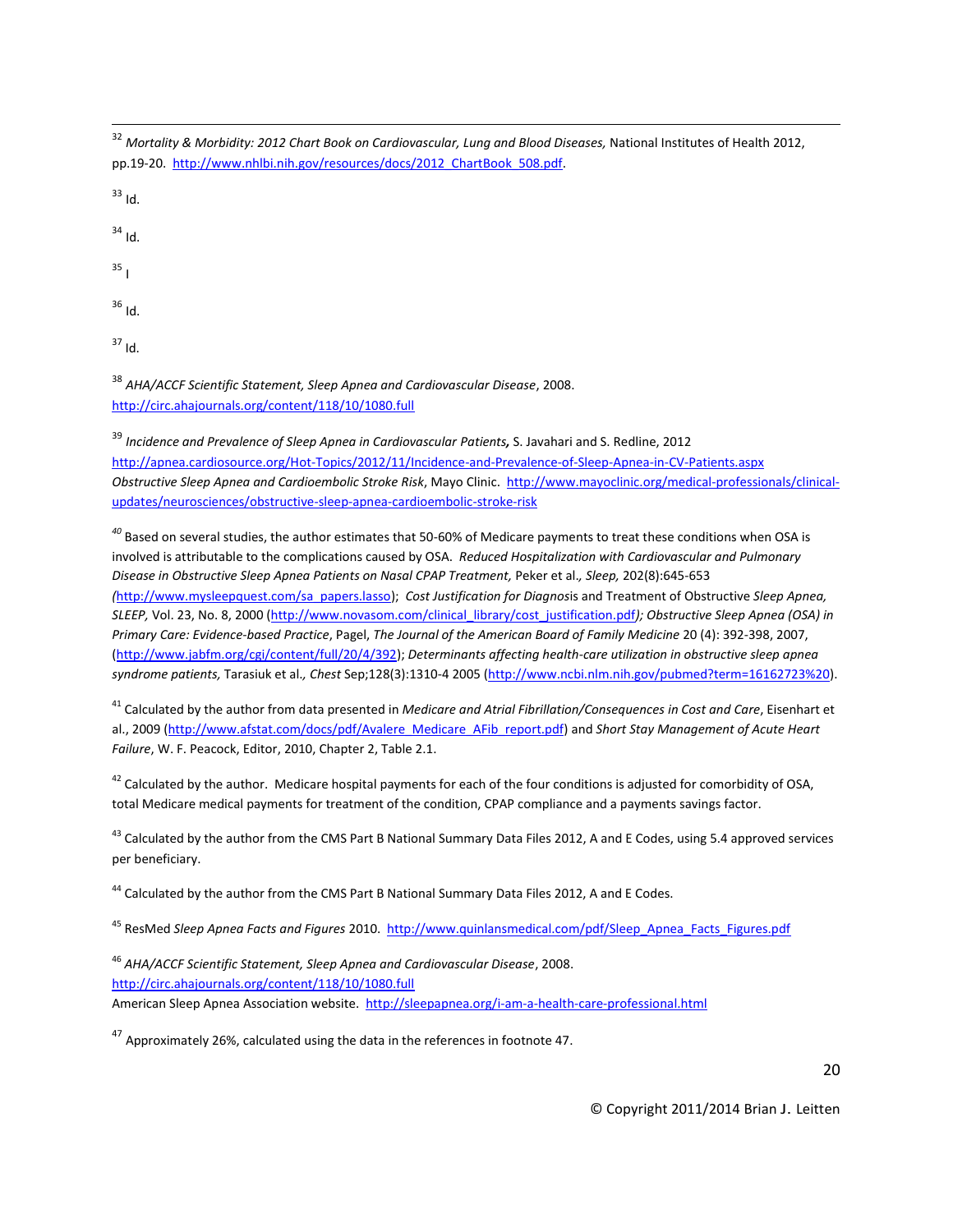[32] *Mortality & Morbidity: 2012 Chart Book on Cardiovascular, Lung and Blood Diseases,* National Institutes of Health 2012, pp.19-20. http://www.nhlbi.nih.gov/resources/docs/2012_ChartBook_508.pdf.

[33] Id.

[34] Id.

[35] I

[36] Id.

[37] Id.

[38] *AHA/ACCF Scientific Statement, Sleep Apnea and Cardiovascular Disease*, 2008. http://circ.ahajournals.org/content/118/10/1080.full

[39] *Incidence and Prevalence of Sleep Apnea in Cardiovascular Patients,* S. Javahari and S. Redline, 2012 http://apnea.cardiosource.org/Hot-Topics/2012/11/Incidence-and-Prevalence-of-Sleep-Apnea-in-CV-Patients.aspx *Obstructive Sleep Apnea and Cardioembolic Stroke Risk*, Mayo Clinic. http://www.mayoclinic.org/medical-professionals/clinical-updates/neurosciences/obstructive-sleep-apnea-cardioembolic-stroke-risk

[40] Based on several studies, the author estimates that 50-60% of Medicare payments to treat these conditions when OSA is involved is attributable to the complications caused by OSA. *Reduced Hospitalization with Cardiovascular and Pulmonary Disease in Obstructive Sleep Apnea Patients on Nasal CPAP Treatment,* Peker et al*., Sleep,* 202(8):645-653 *(*http://www.mysleepquest.com/sa_papers.lasso); *Cost Justification for Diagnos*is and Treatment of Obstructive *Sleep Apnea, SLEEP,* Vol. 23, No. 8, 2000 (http://www.novasom.com/clinical_library/cost_justification.pdf*); Obstructive Sleep Apnea (OSA) in Primary Care: Evidence-based Practice*, Pagel, *The Journal of the American Board of Family Medicine* 20 (4): 392-398, 2007, (http://www.jabfm.org/cgi/content/full/20/4/392); *Determinants affecting health-care utilization in obstructive sleep apnea syndrome patients,* Tarasiuk et al*., Chest* Sep;128(3):1310-4 2005 (http://www.ncbi.nlm.nih.gov/pubmed?term=16162723%20).

[41] Calculated by the author from data presented in *Medicare and Atrial Fibrillation/Consequences in Cost and Care*, Eisenhart et al., 2009 (http://www.afstat.com/docs/pdf/Avalere_Medicare_AFib_report.pdf) and *Short Stay Management of Acute Heart Failure*, W. F. Peacock, Editor, 2010, Chapter 2, Table 2.1.

[42] Calculated by the author. Medicare hospital payments for each of the four conditions is adjusted for comorbidity of OSA, total Medicare medical payments for treatment of the condition, CPAP compliance and a payments savings factor.

[43] Calculated by the author from the CMS Part B National Summary Data Files 2012, A and E Codes, using 5.4 approved services per beneficiary.

[44] Calculated by the author from the CMS Part B National Summary Data Files 2012, A and E Codes.

[45] ResMed *Sleep Apnea Facts and Figures* 2010. http://www.quinlansmedical.com/pdf/Sleep_Apnea_Facts_Figures.pdf

[46] *AHA/ACCF Scientific Statement, Sleep Apnea and Cardiovascular Disease*, 2008. http://circ.ahajournals.org/content/118/10/1080.full
American Sleep Apnea Association website. http://sleepapnea.org/i-am-a-health-care-professional.html

[47] Approximately 26%, calculated using the data in the references in footnote 47.

© Copyright 2011/2014 Brian J. Leitten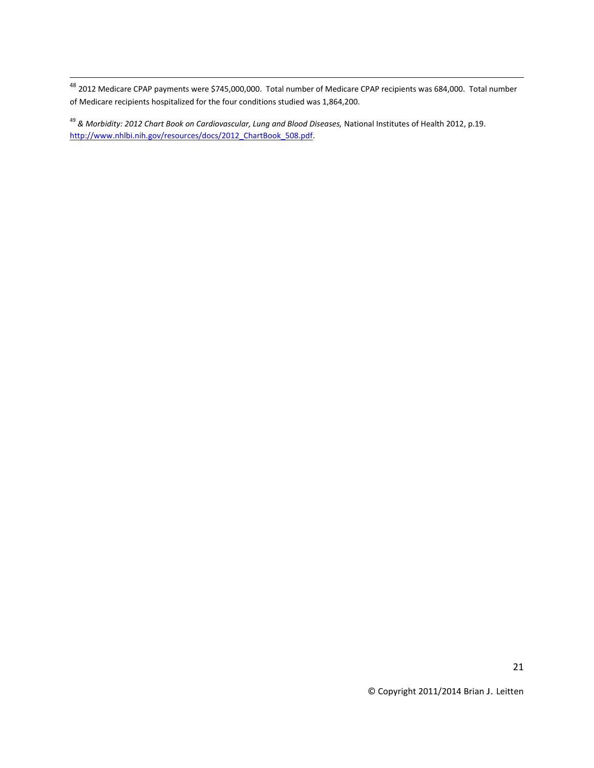[48] 2012 Medicare CPAP payments were $745,000,000. Total number of Medicare CPAP recipients was 684,000. Total number of Medicare recipients hospitalized for the four conditions studied was 1,864,200.

[49] *& Morbidity: 2012 Chart Book on Cardiovascular, Lung and Blood Diseases,* National Institutes of Health 2012, p.19. http://www.nhlbi.nih.gov/resources/docs/2012_ChartBook_508.pdf.

© Copyright 2011/2014 Brian J. Leitten